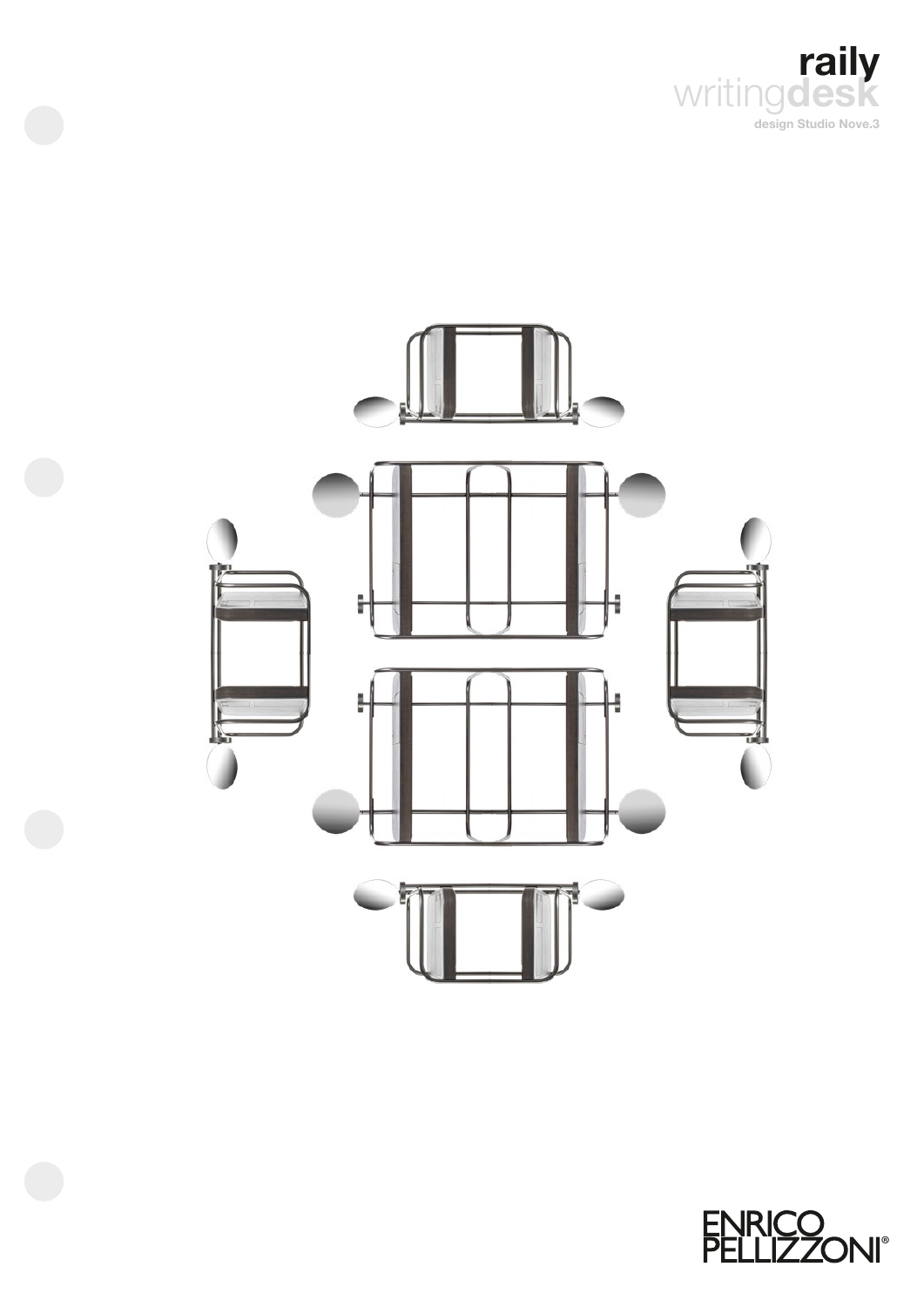# raily

## writing**desk**

design Studio Nove.3

ENRICO PELLIZZONI®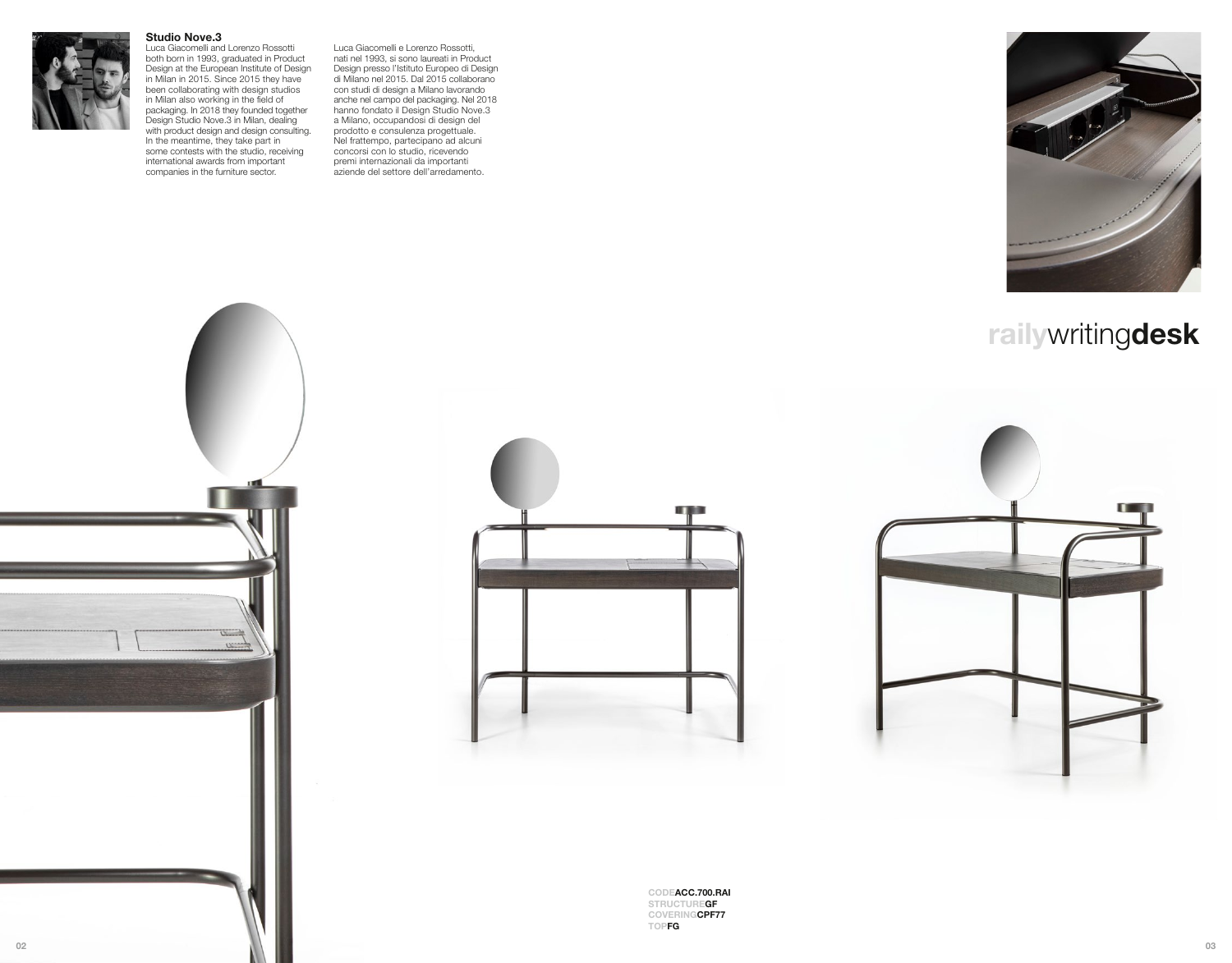### Studio Nove.3

Luca Giacomelli and Lorenzo Rossotti both born in 1993, graduated in Product Design at the European Institute of Design in Milan in 2015. Since 2015 they have been collaborating with design studios in Milan also working in the field of packaging. In 2018 they founded together Design Studio Nove.3 in Milan, dealing with product design and design consulting. In the meantime, they take part in some contests with the studio, receiving international awards from important companies in the furniture sector.

Luca Giacomelli e Lorenzo Rossotti, nati nel 1993, si sono laureati in Product Design presso l'Istituto Europeo di Design di Milano nel 2015. Dal 2015 collaborano con studi di design a Milano lavorando anche nel campo del packaging. Nel 2018 hanno fondato il Design Studio Nove.3 a Milano, occupandosi di design del prodotto e consulenza progettuale. Nel frattempo, partecipano ad alcuni concorsi con lo studio, ricevendo premi internazionali da importanti aziende del settore dell'arredamento.

# raily writing **desk**

CODE **ACC.700.RAI**
STRUCTURE **GF**
COVERING **CPF77**
TOP **FG**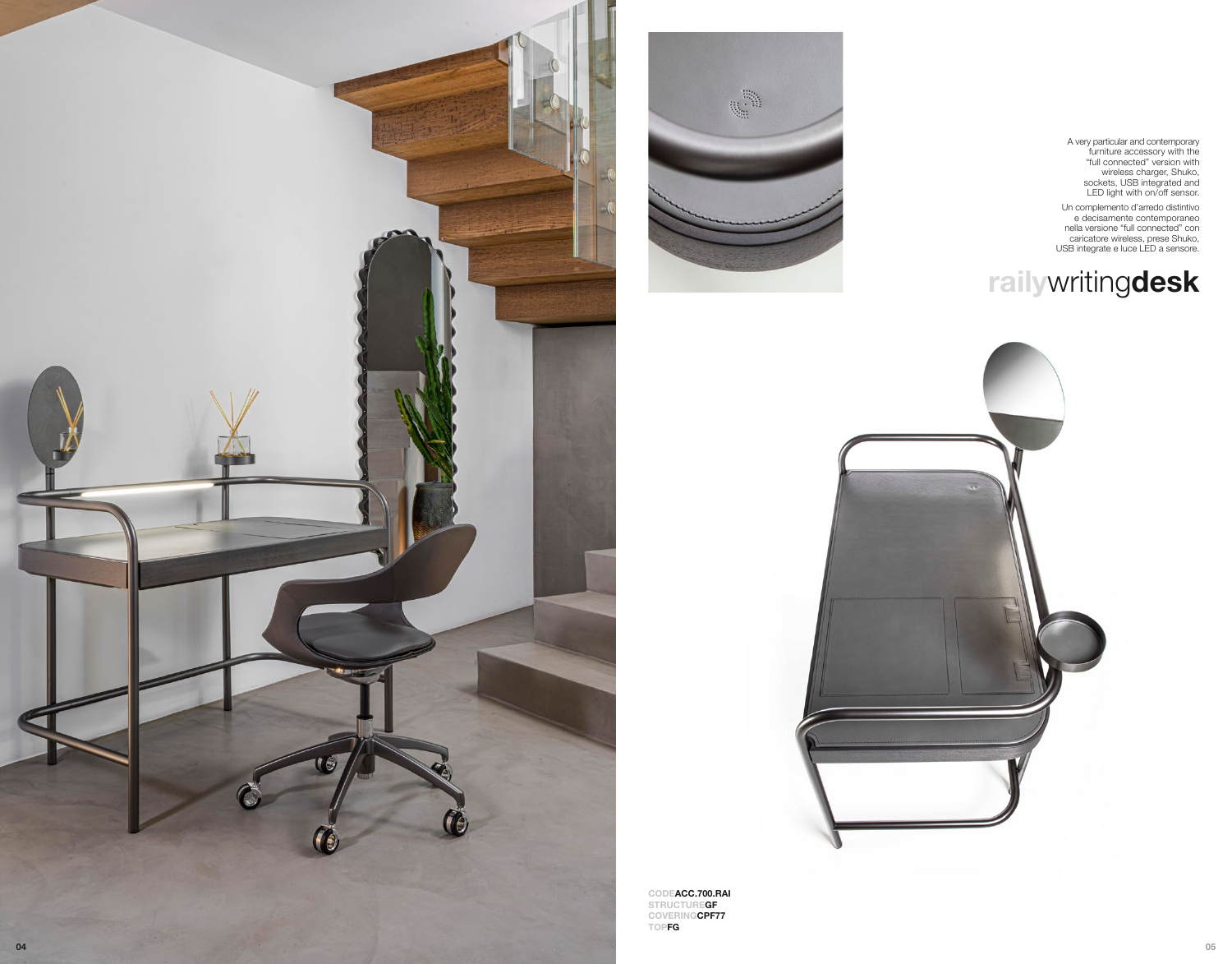A very particular and contemporary furniture accessory with the "full connected" version with wireless charger, Shuko, sockets, USB integrated and LED light with on/off sensor.

Un complemento d'arredo distintivo e decisamente contemporaneo nella versione "full connected" con caricatore wireless, prese Shuko, USB integrate e luce LED a sensore.

# railywriting**desk**

CODE**ACC.700.RAI**
STRUCTURE**GF**
COVERING**CPF77**
TOP**FG**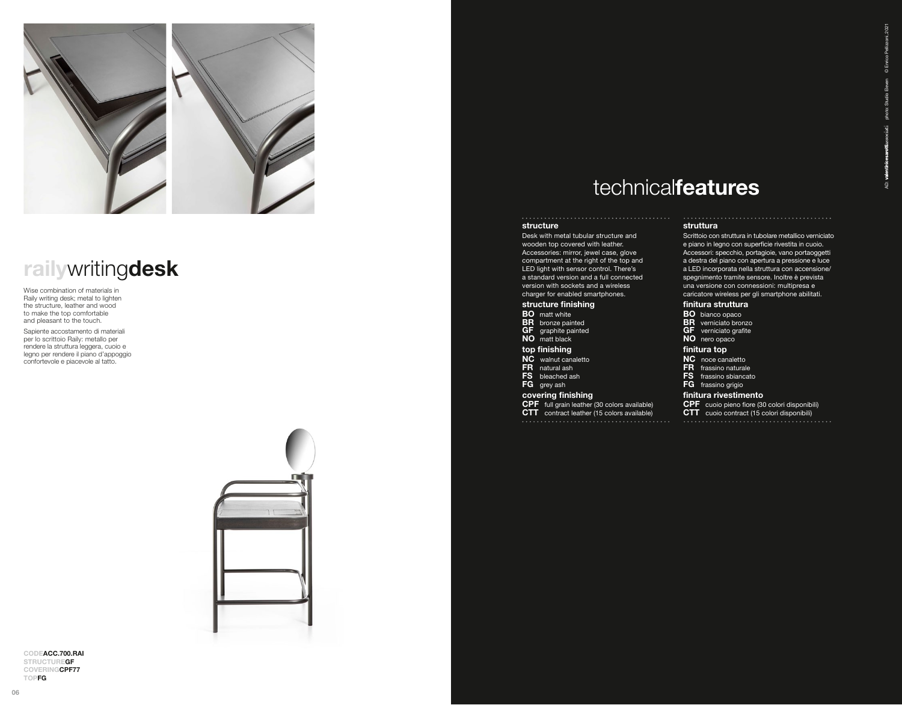# **raily**writing**desk**

Wise combination of materials in Raily writing desk; metal to lighten the structure, leather and wood to make the top comfortable and pleasant to the touch.

Sapiente accostamento di materiali per lo scrittoio Raily: metallo per rendere la struttura leggera, cuoio e legno per rendere il piano d'appoggio confortevole e piacevole al tatto.

CODE **ACC.700.RAI**
STRUCTURE **GF**
COVERING **CPF77**
TOP **FG**

## technical**features**

### structure

Desk with metal tubular structure and wooden top covered with leather. Accessories: mirror, jewel case, glove compartment at the right of the top and LED light with sensor control. There's a standard version and a full connected version with sockets and a wireless charger for enabled smartphones.

### structure finishing

**BO** matt white
**BR** bronze painted
**GF** graphite painted
**NO** matt black

### top finishing

**NC** walnut canaletto
**FR** natural ash
**FS** bleached ash
**FG** grey ash

### covering finishing

**CPF** full grain leather (30 colors available)
**CTT** contract leather (15 colors available)

### struttura

Scrittoio con struttura in tubolare metallico verniciato e piano in legno con superficie rivestita in cuoio. Accessori: specchio, portagioie, vano portaoggetti a destra del piano con apertura a pressione e luce a LED incorporata nella struttura con accensione/spegnimento tramite sensore. Inoltre è prevista una versione con connessioni: multipresa e caricatore wireless per gli smartphone abilitati.

### finitura struttura

**BO** bianco opaco
**BR** verniciato bronzo
**GF** verniciato grafite
**NO** nero opaco

### finitura top

**NC** noce canaletto
**FR** frassino naturale
**FS** frassino sbiancato
**FG** frassino grigio

### finitura rivestimento

**CPF** cuoio pieno fiore (30 colori disponibili)
**CTT** cuoio contract (15 colori disponibili)

AD: valentinicesarottiassociati photo: Studio Eleven © Enrico Pellizzoni, 2021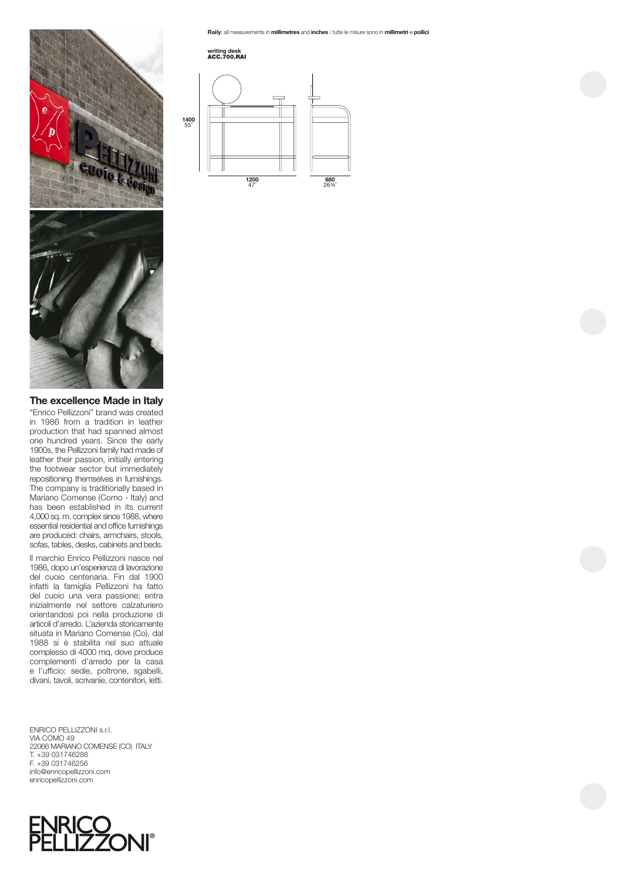**Raily**: all measurements in **millimetres** and **inches** / tutte le misure sono in **millimetri** e **pollici**

**writing desk**
**ACC.700.RAI**

1400
55″

1200
47″

680
26¾″

## The excellence Made in Italy

"Enrico Pellizzoni" brand was created in 1986 from a tradition in leather production that had spanned almost one hundred years. Since the early 1900s, the Pellizzoni family had made of leather their passion, initially entering the footwear sector but immediately repositioning themselves in furnishings. The company is traditionally based in Mariano Comense (Como - Italy) and has been established in its current 4,000 sq. m. complex since 1988, where essential residential and office furnishings are produced: chairs, armchairs, stools, sofas, tables, desks, cabinets and beds.

Il marchio Enrico Pellizzoni nasce nel 1986, dopo un'esperienza di lavorazione del cuoio centenaria. Fin dal 1900 infatti la famiglia Pellizzoni ha fatto del cuoio una vera passione; entra inizialmente nel settore calzaturiero orientandosi poi nella produzione di articoli d'arredo. L'azienda storicamente situata in Mariano Comense (Co), dal 1988 si è stabilita nel suo attuale complesso di 4000 mq, dove produce complementi d'arredo per la casa e l'ufficio: sedie, poltrone, sgabelli, divani, tavoli, scrivanie, contenitori, letti.

ENRICO PELLIZZONI s.r.l.
VIA COMO 49
22066 MARIANO COMENSE (CO) ITALY
T. +39 031746286
F. +39 031746256
info@enricopellizzoni.com
enricopellizzoni.com

ENRICO PELLIZZONI®